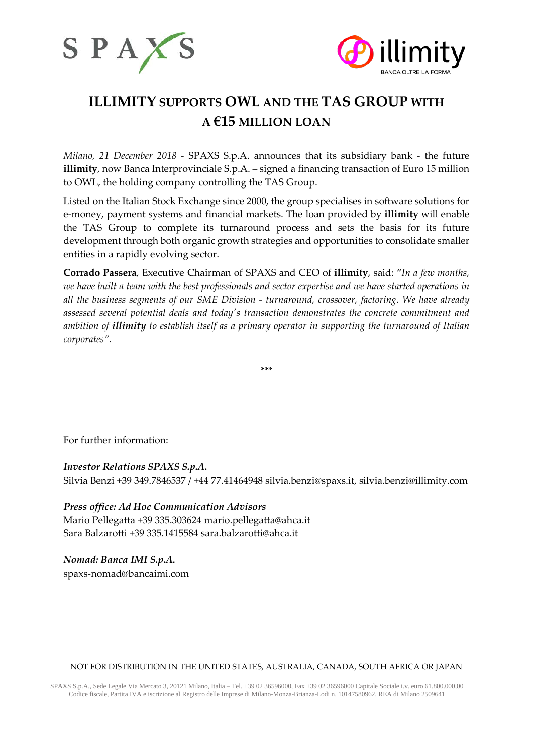# ILLIMITY SUPPORTS OWL AND THE TAS GROUP WITH A €15 MILLION LOAN

*Milano, 21 December 2018* - SPAXS S.p.A. announces that its subsidiary bank - the future **illimity**, now Banca Interprovinciale S.p.A. – signed a financing transaction of Euro 15 million to OWL, the holding company controlling the TAS Group.

Listed on the Italian Stock Exchange since 2000, the group specialises in software solutions for e-money, payment systems and financial markets. The loan provided by **illimity** will enable the TAS Group to complete its turnaround process and sets the basis for its future development through both organic growth strategies and opportunities to consolidate smaller entities in a rapidly evolving sector.

**Corrado Passera**, Executive Chairman of SPAXS and CEO of **illimity**, said: "*In a few months, we have built a team with the best professionals and sector expertise and we have started operations in all the business segments of our SME Division - turnaround, crossover, factoring. We have already assessed several potential deals and today's transaction demonstrates the concrete commitment and ambition of* ***illimity*** *to establish itself as a primary operator in supporting the turnaround of Italian corporates".*

\*\*\*

For further information:

***Investor Relations SPAXS S.p.A.***
Silvia Benzi +39 349.7846537 / +44 77.41464948 silvia.benzi@spaxs.it, silvia.benzi@illimity.com

***Press office: Ad Hoc Communication Advisors***
Mario Pellegatta +39 335.303624 mario.pellegatta@ahca.it
Sara Balzarotti +39 335.1415584 sara.balzarotti@ahca.it

***Nomad: Banca IMI S.p.A.***
spaxs-nomad@bancaimi.com

NOT FOR DISTRIBUTION IN THE UNITED STATES, AUSTRALIA, CANADA, SOUTH AFRICA OR JAPAN

SPAXS S.p.A., Sede Legale Via Mercato 3, 20121 Milano, Italia – Tel. +39 02 36596000, Fax +39 02 36596000 Capitale Sociale i.v. euro 61.800.000,00
Codice fiscale, Partita IVA e iscrizione al Registro delle Imprese di Milano-Monza-Brianza-Lodi n. 10147580962, REA di Milano 2509641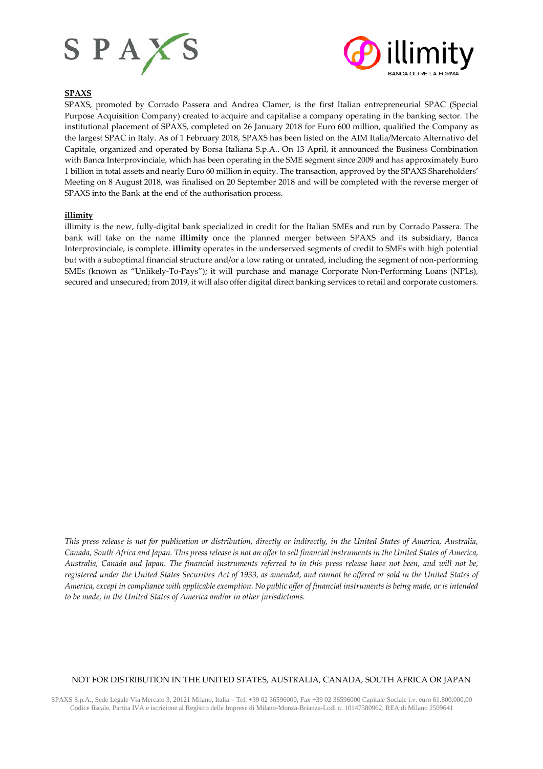**SPAXS**

SPAXS, promoted by Corrado Passera and Andrea Clamer, is the first Italian entrepreneurial SPAC (Special Purpose Acquisition Company) created to acquire and capitalise a company operating in the banking sector. The institutional placement of SPAXS, completed on 26 January 2018 for Euro 600 million, qualified the Company as the largest SPAC in Italy. As of 1 February 2018, SPAXS has been listed on the AIM Italia/Mercato Alternativo del Capitale, organized and operated by Borsa Italiana S.p.A.. On 13 April, it announced the Business Combination with Banca Interprovinciale, which has been operating in the SME segment since 2009 and has approximately Euro 1 billion in total assets and nearly Euro 60 million in equity. The transaction, approved by the SPAXS Shareholders' Meeting on 8 August 2018, was finalised on 20 September 2018 and will be completed with the reverse merger of SPAXS into the Bank at the end of the authorisation process.

**illimity**

illimity is the new, fully-digital bank specialized in credit for the Italian SMEs and run by Corrado Passera. The bank will take on the name **illimity** once the planned merger between SPAXS and its subsidiary, Banca Interprovinciale, is complete. **illimity** operates in the underserved segments of credit to SMEs with high potential but with a suboptimal financial structure and/or a low rating or unrated, including the segment of non-performing SMEs (known as "Unlikely-To-Pays"); it will purchase and manage Corporate Non-Performing Loans (NPLs), secured and unsecured; from 2019, it will also offer digital direct banking services to retail and corporate customers.

*This press release is not for publication or distribution, directly or indirectly, in the United States of America, Australia, Canada, South Africa and Japan. This press release is not an offer to sell financial instruments in the United States of America, Australia, Canada and Japan. The financial instruments referred to in this press release have not been, and will not be, registered under the United States Securities Act of 1933, as amended, and cannot be offered or sold in the United States of America, except in compliance with applicable exemption. No public offer of financial instruments is being made, or is intended to be made, in the United States of America and/or in other jurisdictions.*

NOT FOR DISTRIBUTION IN THE UNITED STATES, AUSTRALIA, CANADA, SOUTH AFRICA OR JAPAN

SPAXS S.p.A., Sede Legale Via Mercato 3, 20121 Milano, Italia – Tel. +39 02 36596000, Fax +39 02 36596000 Capitale Sociale i.v. euro 61.800.000,00
Codice fiscale, Partita IVA e iscrizione al Registro delle Imprese di Milano-Monza-Brianza-Lodi n. 10147580962, REA di Milano 2509641